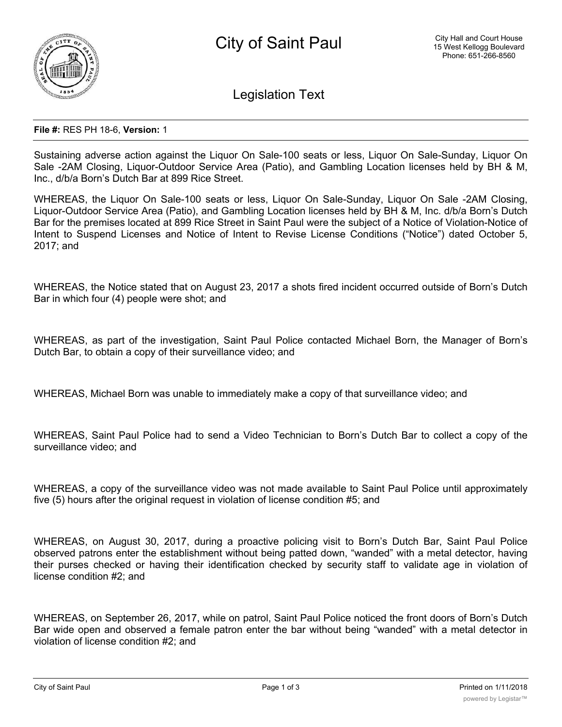# City of Saint Paul

City Hall and Court House
15 West Kellogg Boulevard
Phone: 651-266-8560

## Legislation Text

**File #:** RES PH 18-6, **Version:** 1

Sustaining adverse action against the Liquor On Sale-100 seats or less, Liquor On Sale-Sunday, Liquor On Sale -2AM Closing, Liquor-Outdoor Service Area (Patio), and Gambling Location licenses held by BH & M, Inc., d/b/a Born's Dutch Bar at 899 Rice Street.

WHEREAS, the Liquor On Sale-100 seats or less, Liquor On Sale-Sunday, Liquor On Sale -2AM Closing, Liquor-Outdoor Service Area (Patio), and Gambling Location licenses held by BH & M, Inc. d/b/a Born's Dutch Bar for the premises located at 899 Rice Street in Saint Paul were the subject of a Notice of Violation-Notice of Intent to Suspend Licenses and Notice of Intent to Revise License Conditions ("Notice") dated October 5, 2017; and

WHEREAS, the Notice stated that on August 23, 2017 a shots fired incident occurred outside of Born's Dutch Bar in which four (4) people were shot; and

WHEREAS, as part of the investigation, Saint Paul Police contacted Michael Born, the Manager of Born's Dutch Bar, to obtain a copy of their surveillance video; and

WHEREAS, Michael Born was unable to immediately make a copy of that surveillance video; and

WHEREAS, Saint Paul Police had to send a Video Technician to Born's Dutch Bar to collect a copy of the surveillance video; and

WHEREAS, a copy of the surveillance video was not made available to Saint Paul Police until approximately five (5) hours after the original request in violation of license condition #5; and

WHEREAS, on August 30, 2017, during a proactive policing visit to Born's Dutch Bar, Saint Paul Police observed patrons enter the establishment without being patted down, "wanded" with a metal detector, having their purses checked or having their identification checked by security staff to validate age in violation of license condition #2; and

WHEREAS, on September 26, 2017, while on patrol, Saint Paul Police noticed the front doors of Born's Dutch Bar wide open and observed a female patron enter the bar without being "wanded" with a metal detector in violation of license condition #2; and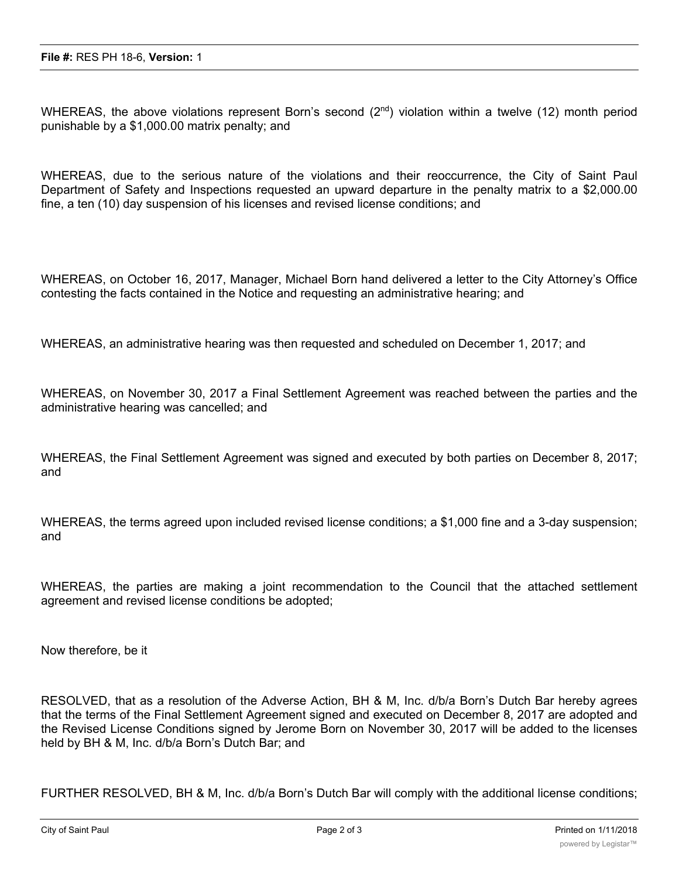WHEREAS, the above violations represent Born's second (2nd) violation within a twelve (12) month period punishable by a $1,000.00 matrix penalty; and

WHEREAS, due to the serious nature of the violations and their reoccurrence, the City of Saint Paul Department of Safety and Inspections requested an upward departure in the penalty matrix to a $2,000.00 fine, a ten (10) day suspension of his licenses and revised license conditions; and

WHEREAS, on October 16, 2017, Manager, Michael Born hand delivered a letter to the City Attorney's Office contesting the facts contained in the Notice and requesting an administrative hearing; and

WHEREAS, an administrative hearing was then requested and scheduled on December 1, 2017; and

WHEREAS, on November 30, 2017 a Final Settlement Agreement was reached between the parties and the administrative hearing was cancelled; and

WHEREAS, the Final Settlement Agreement was signed and executed by both parties on December 8, 2017; and

WHEREAS, the terms agreed upon included revised license conditions; a $1,000 fine and a 3-day suspension; and

WHEREAS, the parties are making a joint recommendation to the Council that the attached settlement agreement and revised license conditions be adopted;

Now therefore, be it

RESOLVED, that as a resolution of the Adverse Action, BH & M, Inc. d/b/a Born's Dutch Bar hereby agrees that the terms of the Final Settlement Agreement signed and executed on December 8, 2017 are adopted and the Revised License Conditions signed by Jerome Born on November 30, 2017 will be added to the licenses held by BH & M, Inc. d/b/a Born's Dutch Bar; and

FURTHER RESOLVED, BH & M, Inc. d/b/a Born's Dutch Bar will comply with the additional license conditions;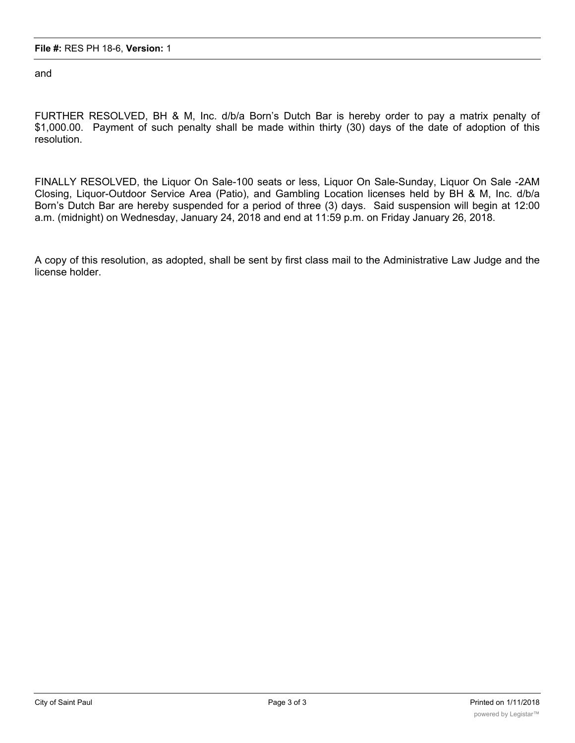and

FURTHER RESOLVED, BH & M, Inc. d/b/a Born's Dutch Bar is hereby order to pay a matrix penalty of $1,000.00. Payment of such penalty shall be made within thirty (30) days of the date of adoption of this resolution.

FINALLY RESOLVED, the Liquor On Sale-100 seats or less, Liquor On Sale-Sunday, Liquor On Sale -2AM Closing, Liquor-Outdoor Service Area (Patio), and Gambling Location licenses held by BH & M, Inc. d/b/a Born's Dutch Bar are hereby suspended for a period of three (3) days. Said suspension will begin at 12:00 a.m. (midnight) on Wednesday, January 24, 2018 and end at 11:59 p.m. on Friday January 26, 2018.

A copy of this resolution, as adopted, shall be sent by first class mail to the Administrative Law Judge and the license holder.